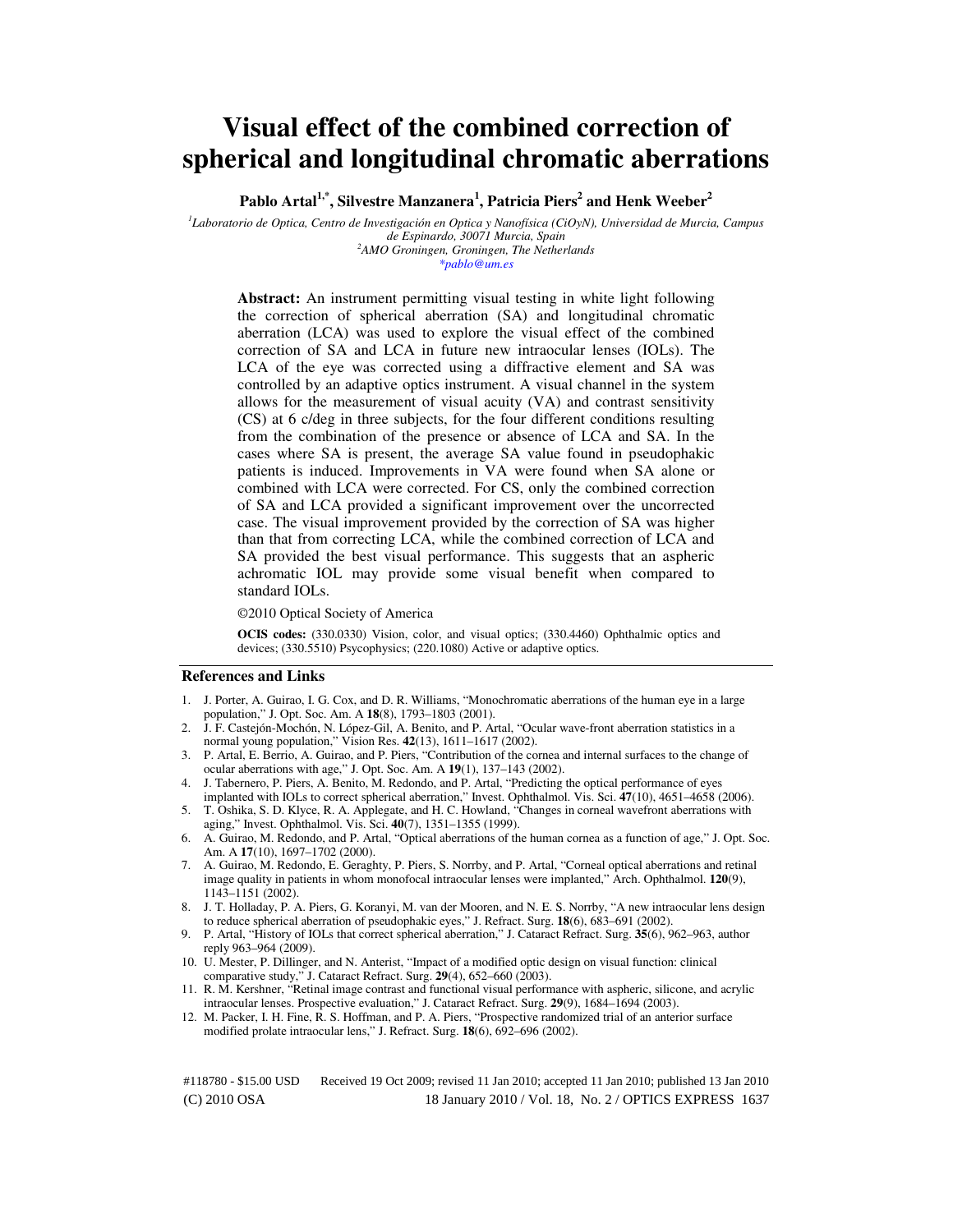# Visual effect of the combined correction of spherical and longitudinal chromatic aberrations

**Pablo Artal[1,*], Silvestre Manzanera[1], Patricia Piers[2] and Henk Weeber[2]**

[1]*Laboratorio de Optica, Centro de Investigación en Optica y Nanofísica (CiOyN), Universidad de Murcia, Campus de Espinardo, 30071 Murcia, Spain*
[2]*AMO Groningen, Groningen, The Netherlands*
*\*pablo@um.es*

**Abstract:** An instrument permitting visual testing in white light following the correction of spherical aberration (SA) and longitudinal chromatic aberration (LCA) was used to explore the visual effect of the combined correction of SA and LCA in future new intraocular lenses (IOLs). The LCA of the eye was corrected using a diffractive element and SA was controlled by an adaptive optics instrument. A visual channel in the system allows for the measurement of visual acuity (VA) and contrast sensitivity (CS) at 6 c/deg in three subjects, for the four different conditions resulting from the combination of the presence or absence of LCA and SA. In the cases where SA is present, the average SA value found in pseudophakic patients is induced. Improvements in VA were found when SA alone or combined with LCA were corrected. For CS, only the combined correction of SA and LCA provided a significant improvement over the uncorrected case. The visual improvement provided by the correction of SA was higher than that from correcting LCA, while the combined correction of LCA and SA provided the best visual performance. This suggests that an aspheric achromatic IOL may provide some visual benefit when compared to standard IOLs.

©2010 Optical Society of America

**OCIS codes:** (330.0330) Vision, color, and visual optics; (330.4460) Ophthalmic optics and devices; (330.5510) Psychophysics; (220.1080) Active or adaptive optics.

## References and Links

1. J. Porter, A. Guirao, I. G. Cox, and D. R. Williams, "Monochromatic aberrations of the human eye in a large population," J. Opt. Soc. Am. A **18**(8), 1793–1803 (2001).
2. J. F. Castejón-Mochón, N. López-Gil, A. Benito, and P. Artal, "Ocular wave-front aberration statistics in a normal young population," Vision Res. **42**(13), 1611–1617 (2002).
3. P. Artal, E. Berrio, A. Guirao, and P. Piers, "Contribution of the cornea and internal surfaces to the change of ocular aberrations with age," J. Opt. Soc. Am. A **19**(1), 137–143 (2002).
4. J. Tabernero, P. Piers, A. Benito, M. Redondo, and P. Artal, "Predicting the optical performance of eyes implanted with IOLs to correct spherical aberration," Invest. Ophthalmol. Vis. Sci. **47**(10), 4651–4658 (2006).
5. T. Oshika, S. D. Klyce, R. A. Applegate, and H. C. Howland, "Changes in corneal wavefront aberrations with aging," Invest. Ophthalmol. Vis. Sci. **40**(7), 1351–1355 (1999).
6. A. Guirao, M. Redondo, and P. Artal, "Optical aberrations of the human cornea as a function of age," J. Opt. Soc. Am. A **17**(10), 1697–1702 (2000).
7. A. Guirao, M. Redondo, E. Geraghty, P. Piers, S. Norrby, and P. Artal, "Corneal optical aberrations and retinal image quality in patients in whom monofocal intraocular lenses were implanted," Arch. Ophthalmol. **120**(9), 1143–1151 (2002).
8. J. T. Holladay, P. A. Piers, G. Koranyi, M. van der Mooren, and N. E. S. Norrby, "A new intraocular lens design to reduce spherical aberration of pseudophakic eyes," J. Refract. Surg. **18**(6), 683–691 (2002).
9. P. Artal, "History of IOLs that correct spherical aberration," J. Cataract Refract. Surg. **35**(6), 962–963, author reply 963–964 (2009).
10. U. Mester, P. Dillinger, and N. Anterist, "Impact of a modified optic design on visual function: clinical comparative study," J. Cataract Refract. Surg. **29**(4), 652–660 (2003).
11. R. M. Kershner, "Retinal image contrast and functional visual performance with aspheric, silicone, and acrylic intraocular lenses. Prospective evaluation," J. Cataract Refract. Surg. **29**(9), 1684–1694 (2003).
12. M. Packer, I. H. Fine, R. S. Hoffman, and P. A. Piers, "Prospective randomized trial of an anterior surface modified prolate intraocular lens," J. Refract. Surg. **18**(6), 692–696 (2002).

#118780 - $15.00 USD Received 19 Oct 2009; revised 11 Jan 2010; accepted 11 Jan 2010; published 13 Jan 2010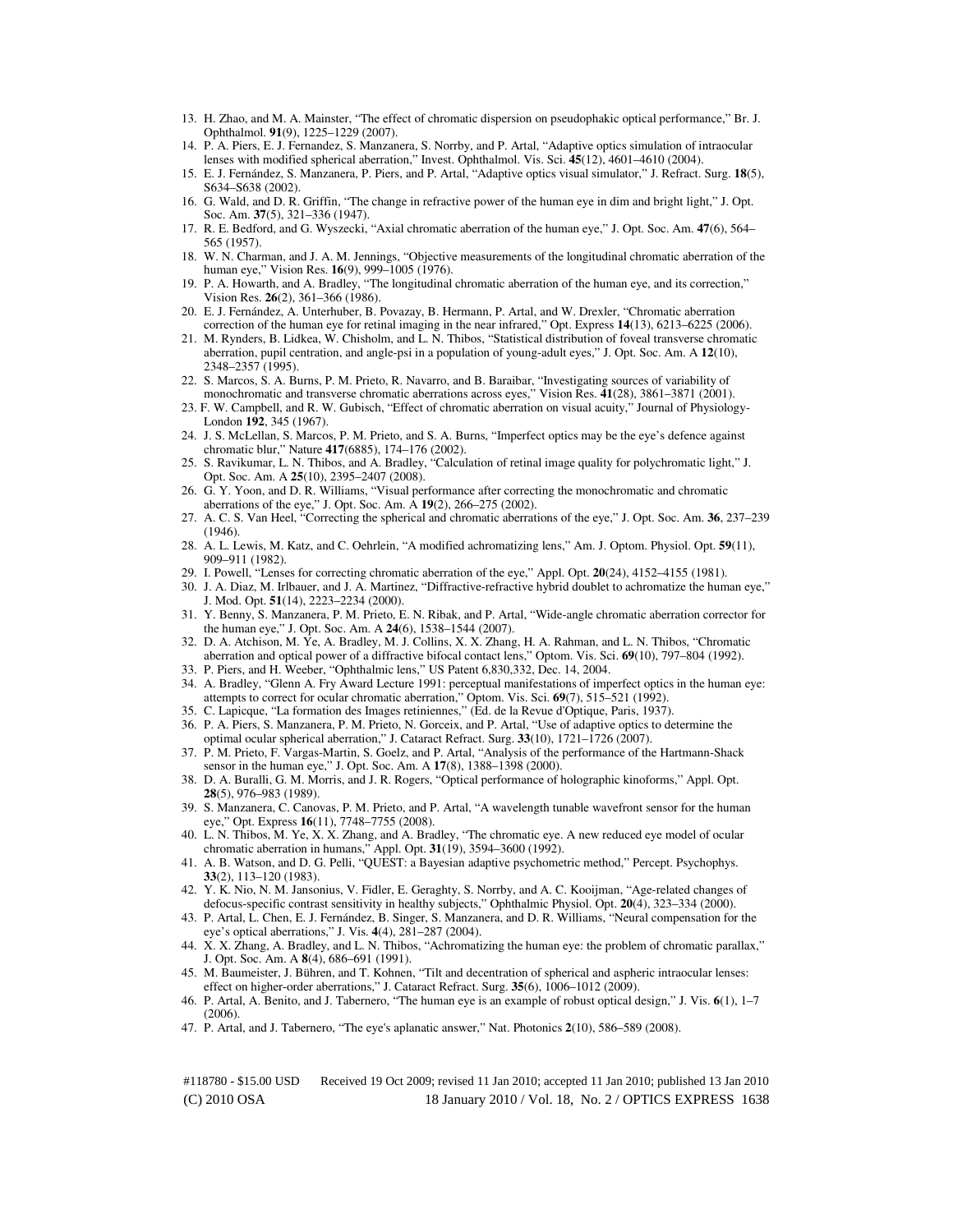13. H. Zhao, and M. A. Mainster, "The effect of chromatic dispersion on pseudophakic optical performance," Br. J. Ophthalmol. **91**(9), 1225–1229 (2007).
14. P. A. Piers, E. J. Fernandez, S. Manzanera, S. Norrby, and P. Artal, "Adaptive optics simulation of intraocular lenses with modified spherical aberration," Invest. Ophthalmol. Vis. Sci. **45**(12), 4601–4610 (2004).
15. E. J. Fernández, S. Manzanera, P. Piers, and P. Artal, "Adaptive optics visual simulator," J. Refract. Surg. **18**(5), S634–S638 (2002).
16. G. Wald, and D. R. Griffin, "The change in refractive power of the human eye in dim and bright light," J. Opt. Soc. Am. **37**(5), 321–336 (1947).
17. R. E. Bedford, and G. Wyszecki, "Axial chromatic aberration of the human eye," J. Opt. Soc. Am. **47**(6), 564–565 (1957).
18. W. N. Charman, and J. A. M. Jennings, "Objective measurements of the longitudinal chromatic aberration of the human eye," Vision Res. **16**(9), 999–1005 (1976).
19. P. A. Howarth, and A. Bradley, "The longitudinal chromatic aberration of the human eye, and its correction," Vision Res. **26**(2), 361–366 (1986).
20. E. J. Fernández, A. Unterhuber, B. Povazay, B. Hermann, P. Artal, and W. Drexler, "Chromatic aberration correction of the human eye for retinal imaging in the near infrared," Opt. Express **14**(13), 6213–6225 (2006).
21. M. Rynders, B. Lidkea, W. Chisholm, and L. N. Thibos, "Statistical distribution of foveal transverse chromatic aberration, pupil centration, and angle-psi in a population of young-adult eyes," J. Opt. Soc. Am. A **12**(10), 2348–2357 (1995).
22. S. Marcos, S. A. Burns, P. M. Prieto, R. Navarro, and B. Baraibar, "Investigating sources of variability of monochromatic and transverse chromatic aberrations across eyes," Vision Res. **41**(28), 3861–3871 (2001).
23. F. W. Campbell, and R. W. Gubisch, "Effect of chromatic aberration on visual acuity," Journal of Physiology-London **192**, 345 (1967).
24. J. S. McLellan, S. Marcos, P. M. Prieto, and S. A. Burns, "Imperfect optics may be the eye's defence against chromatic blur," Nature **417**(6885), 174–176 (2002).
25. S. Ravikumar, L. N. Thibos, and A. Bradley, "Calculation of retinal image quality for polychromatic light," J. Opt. Soc. Am. A **25**(10), 2395–2407 (2008).
26. G. Y. Yoon, and D. R. Williams, "Visual performance after correcting the monochromatic and chromatic aberrations of the eye," J. Opt. Soc. Am. A **19**(2), 266–275 (2002).
27. A. C. S. Van Heel, "Correcting the spherical and chromatic aberrations of the eye," J. Opt. Soc. Am. **36**, 237–239 (1946).
28. A. L. Lewis, M. Katz, and C. Oehrlein, "A modified achromatizing lens," Am. J. Optom. Physiol. Opt. **59**(11), 909–911 (1982).
29. I. Powell, "Lenses for correcting chromatic aberration of the eye," Appl. Opt. **20**(24), 4152–4155 (1981).
30. J. A. Diaz, M. Irlbauer, and J. A. Martinez, "Diffractive-refractive hybrid doublet to achromatize the human eye," J. Mod. Opt. **51**(14), 2223–2234 (2000).
31. Y. Benny, S. Manzanera, P. M. Prieto, E. N. Ribak, and P. Artal, "Wide-angle chromatic aberration corrector for the human eye," J. Opt. Soc. Am. A **24**(6), 1538–1544 (2007).
32. D. A. Atchison, M. Ye, A. Bradley, M. J. Collins, X. X. Zhang, H. A. Rahman, and L. N. Thibos, "Chromatic aberration and optical power of a diffractive bifocal contact lens," Optom. Vis. Sci. **69**(10), 797–804 (1992).
33. P. Piers, and H. Weeber, "Ophthalmic lens," US Patent 6,830,332, Dec. 14, 2004.
34. A. Bradley, "Glenn A. Fry Award Lecture 1991: perceptual manifestations of imperfect optics in the human eye: attempts to correct for ocular chromatic aberration," Optom. Vis. Sci. **69**(7), 515–521 (1992).
35. C. Lapicque, "La formation des Images retiniennes," (Ed. de la Revue d'Optique, Paris, 1937).
36. P. A. Piers, S. Manzanera, P. M. Prieto, N. Gorceix, and P. Artal, "Use of adaptive optics to determine the optimal ocular spherical aberration," J. Cataract Refract. Surg. **33**(10), 1721–1726 (2007).
37. P. M. Prieto, F. Vargas-Martin, S. Goelz, and P. Artal, "Analysis of the performance of the Hartmann-Shack sensor in the human eye," J. Opt. Soc. Am. A **17**(8), 1388–1398 (2000).
38. D. A. Buralli, G. M. Morris, and J. R. Rogers, "Optical performance of holographic kinoforms," Appl. Opt. **28**(5), 976–983 (1989).
39. S. Manzanera, C. Canovas, P. M. Prieto, and P. Artal, "A wavelength tunable wavefront sensor for the human eye," Opt. Express **16**(11), 7748–7755 (2008).
40. L. N. Thibos, M. Ye, X. X. Zhang, and A. Bradley, "The chromatic eye. A new reduced eye model of ocular chromatic aberration in humans," Appl. Opt. **31**(19), 3594–3600 (1992).
41. A. B. Watson, and D. G. Pelli, "QUEST: a Bayesian adaptive psychometric method," Percept. Psychophys. **33**(2), 113–120 (1983).
42. Y. K. Nio, N. M. Jansonius, V. Fidler, E. Geraghty, S. Norrby, and A. C. Kooijman, "Age-related changes of defocus-specific contrast sensitivity in healthy subjects," Ophthalmic Physiol. Opt. **20**(4), 323–334 (2000).
43. P. Artal, L. Chen, E. J. Fernández, B. Singer, S. Manzanera, and D. R. Williams, "Neural compensation for the eye's optical aberrations," J. Vis. **4**(4), 281–287 (2004).
44. X. X. Zhang, A. Bradley, and L. N. Thibos, "Achromatizing the human eye: the problem of chromatic parallax," J. Opt. Soc. Am. A **8**(4), 686–691 (1991).
45. M. Baumeister, J. Bühren, and T. Kohnen, "Tilt and decentration of spherical and aspheric intraocular lenses: effect on higher-order aberrations," J. Cataract Refract. Surg. **35**(6), 1006–1012 (2009).
46. P. Artal, A. Benito, and J. Tabernero, "The human eye is an example of robust optical design," J. Vis. **6**(1), 1–7 (2006).
47. P. Artal, and J. Tabernero, "The eye's aplanatic answer," Nat. Photonics **2**(10), 586–589 (2008).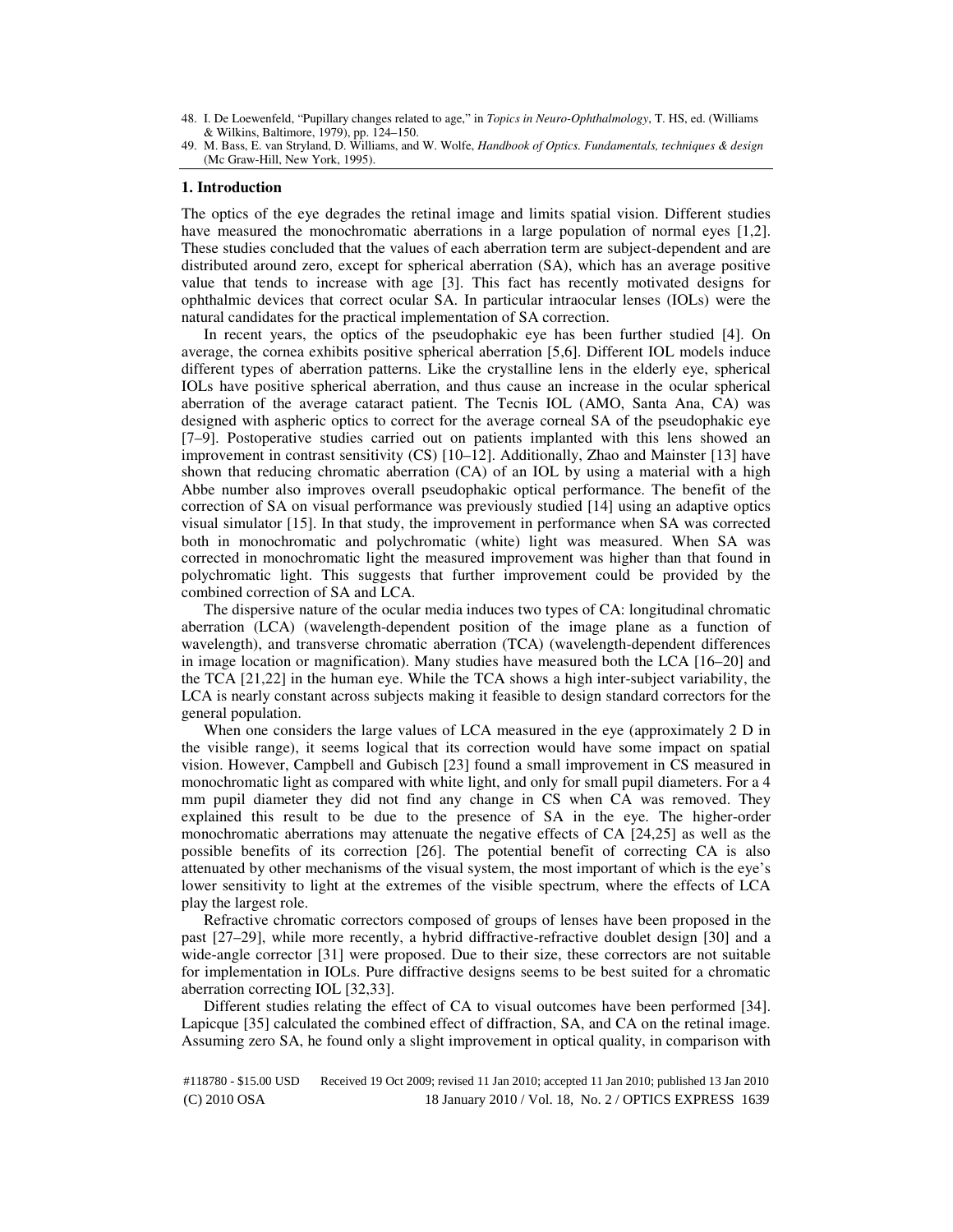48. I. De Loewenfeld, "Pupillary changes related to age," in *Topics in Neuro-Ophthalmology*, T. HS, ed. (Williams & Wilkins, Baltimore, 1979), pp. 124–150.
49. M. Bass, E. van Stryland, D. Williams, and W. Wolfe, *Handbook of Optics. Fundamentals, techniques & design* (Mc Graw-Hill, New York, 1995).

## 1. Introduction

The optics of the eye degrades the retinal image and limits spatial vision. Different studies have measured the monochromatic aberrations in a large population of normal eyes [1,2]. These studies concluded that the values of each aberration term are subject-dependent and are distributed around zero, except for spherical aberration (SA), which has an average positive value that tends to increase with age [3]. This fact has recently motivated designs for ophthalmic devices that correct ocular SA. In particular intraocular lenses (IOLs) were the natural candidates for the practical implementation of SA correction.

In recent years, the optics of the pseudophakic eye has been further studied [4]. On average, the cornea exhibits positive spherical aberration [5,6]. Different IOL models induce different types of aberration patterns. Like the crystalline lens in the elderly eye, spherical IOLs have positive spherical aberration, and thus cause an increase in the ocular spherical aberration of the average cataract patient. The Tecnis IOL (AMO, Santa Ana, CA) was designed with aspheric optics to correct for the average corneal SA of the pseudophakic eye [7–9]. Postoperative studies carried out on patients implanted with this lens showed an improvement in contrast sensitivity (CS) [10–12]. Additionally, Zhao and Mainster [13] have shown that reducing chromatic aberration (CA) of an IOL by using a material with a high Abbe number also improves overall pseudophakic optical performance. The benefit of the correction of SA on visual performance was previously studied [14] using an adaptive optics visual simulator [15]. In that study, the improvement in performance when SA was corrected both in monochromatic and polychromatic (white) light was measured. When SA was corrected in monochromatic light the measured improvement was higher than that found in polychromatic light. This suggests that further improvement could be provided by the combined correction of SA and LCA.

The dispersive nature of the ocular media induces two types of CA: longitudinal chromatic aberration (LCA) (wavelength-dependent position of the image plane as a function of wavelength), and transverse chromatic aberration (TCA) (wavelength-dependent differences in image location or magnification). Many studies have measured both the LCA [16–20] and the TCA [21,22] in the human eye. While the TCA shows a high inter-subject variability, the LCA is nearly constant across subjects making it feasible to design standard correctors for the general population.

When one considers the large values of LCA measured in the eye (approximately 2 D in the visible range), it seems logical that its correction would have some impact on spatial vision. However, Campbell and Gubisch [23] found a small improvement in CS measured in monochromatic light as compared with white light, and only for small pupil diameters. For a 4 mm pupil diameter they did not find any change in CS when CA was removed. They explained this result to be due to the presence of SA in the eye. The higher-order monochromatic aberrations may attenuate the negative effects of CA [24,25] as well as the possible benefits of its correction [26]. The potential benefit of correcting CA is also attenuated by other mechanisms of the visual system, the most important of which is the eye's lower sensitivity to light at the extremes of the visible spectrum, where the effects of LCA play the largest role.

Refractive chromatic correctors composed of groups of lenses have been proposed in the past [27–29], while more recently, a hybrid diffractive-refractive doublet design [30] and a wide-angle corrector [31] were proposed. Due to their size, these correctors are not suitable for implementation in IOLs. Pure diffractive designs seems to be best suited for a chromatic aberration correcting IOL [32,33].

Different studies relating the effect of CA to visual outcomes have been performed [34]. Lapicque [35] calculated the combined effect of diffraction, SA, and CA on the retinal image. Assuming zero SA, he found only a slight improvement in optical quality, in comparison with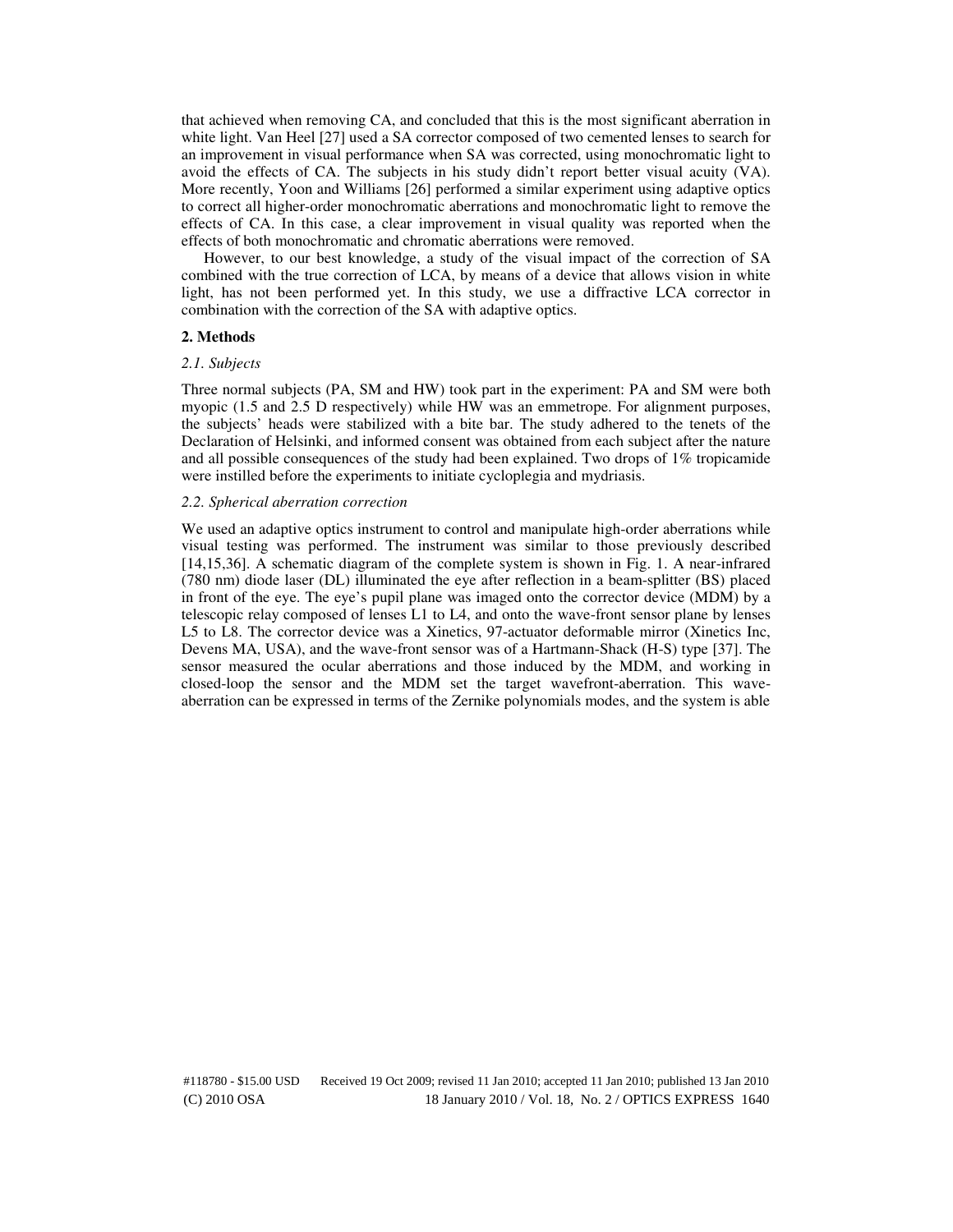that achieved when removing CA, and concluded that this is the most significant aberration in white light. Van Heel [27] used a SA corrector composed of two cemented lenses to search for an improvement in visual performance when SA was corrected, using monochromatic light to avoid the effects of CA. The subjects in his study didn't report better visual acuity (VA). More recently, Yoon and Williams [26] performed a similar experiment using adaptive optics to correct all higher-order monochromatic aberrations and monochromatic light to remove the effects of CA. In this case, a clear improvement in visual quality was reported when the effects of both monochromatic and chromatic aberrations were removed.

However, to our best knowledge, a study of the visual impact of the correction of SA combined with the true correction of LCA, by means of a device that allows vision in white light, has not been performed yet. In this study, we use a diffractive LCA corrector in combination with the correction of the SA with adaptive optics.

## 2. Methods

### *2.1. Subjects*

Three normal subjects (PA, SM and HW) took part in the experiment: PA and SM were both myopic (1.5 and 2.5 D respectively) while HW was an emmetrope. For alignment purposes, the subjects' heads were stabilized with a bite bar. The study adhered to the tenets of the Declaration of Helsinki, and informed consent was obtained from each subject after the nature and all possible consequences of the study had been explained. Two drops of 1% tropicamide were instilled before the experiments to initiate cycloplegia and mydriasis.

### *2.2. Spherical aberration correction*

We used an adaptive optics instrument to control and manipulate high-order aberrations while visual testing was performed. The instrument was similar to those previously described [14,15,36]. A schematic diagram of the complete system is shown in Fig. 1. A near-infrared (780 nm) diode laser (DL) illuminated the eye after reflection in a beam-splitter (BS) placed in front of the eye. The eye's pupil plane was imaged onto the corrector device (MDM) by a telescopic relay composed of lenses L1 to L4, and onto the wave-front sensor plane by lenses L5 to L8. The corrector device was a Xinetics, 97-actuator deformable mirror (Xinetics Inc, Devens MA, USA), and the wave-front sensor was of a Hartmann-Shack (H-S) type [37]. The sensor measured the ocular aberrations and those induced by the MDM, and working in closed-loop the sensor and the MDM set the target wavefront-aberration. This wave-aberration can be expressed in terms of the Zernike polynomials modes, and the system is able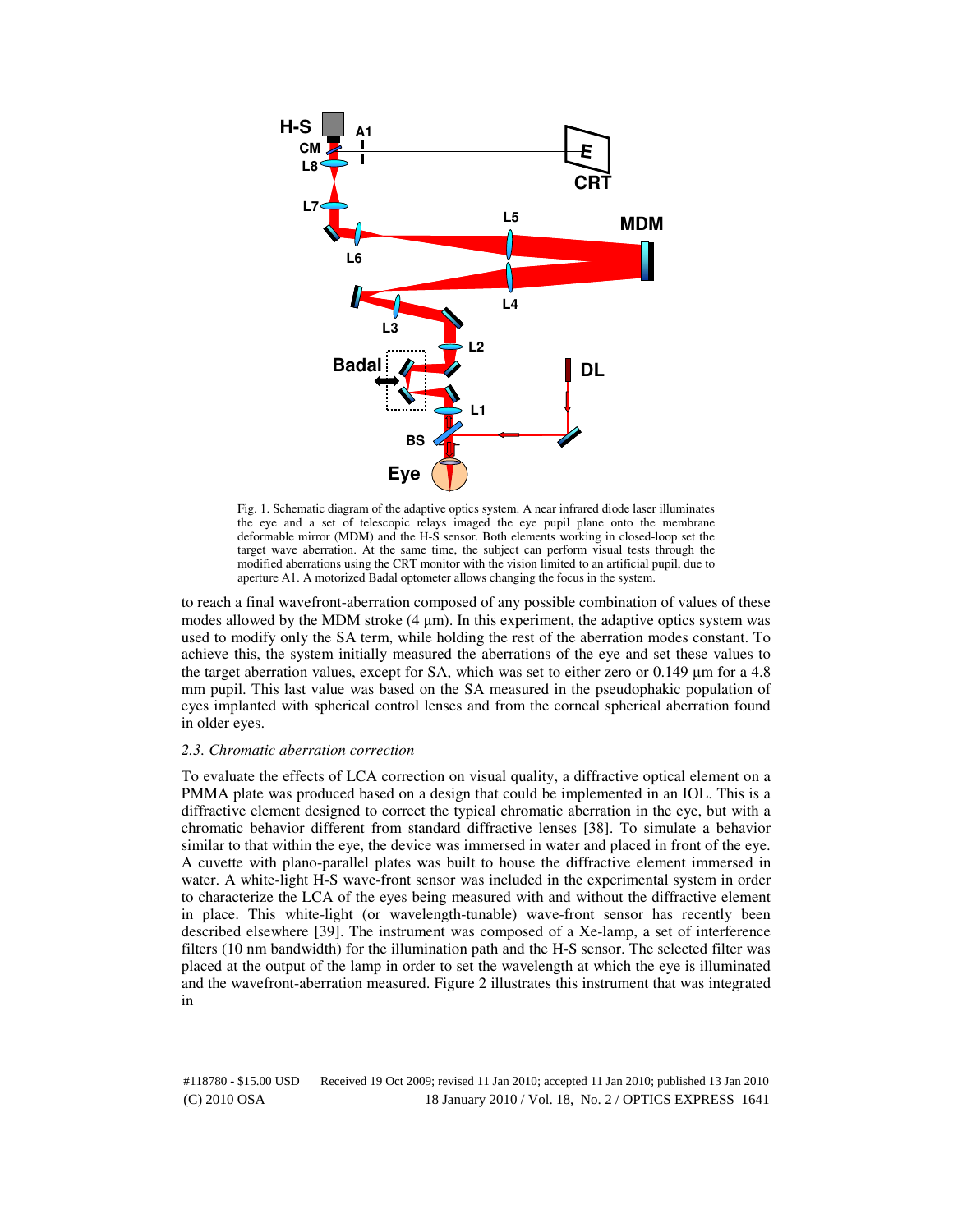Fig. 1. Schematic diagram of the adaptive optics system. A near infrared diode laser illuminates the eye and a set of telescopic relays imaged the eye pupil plane onto the membrane deformable mirror (MDM) and the H-S sensor. Both elements working in closed-loop set the target wave aberration. At the same time, the subject can perform visual tests through the modified aberrations using the CRT monitor with the vision limited to an artificial pupil, due to aperture A1. A motorized Badal optometer allows changing the focus in the system.

to reach a final wavefront-aberration composed of any possible combination of values of these modes allowed by the MDM stroke (4 µm). In this experiment, the adaptive optics system was used to modify only the SA term, while holding the rest of the aberration modes constant. To achieve this, the system initially measured the aberrations of the eye and set these values to the target aberration values, except for SA, which was set to either zero or 0.149 µm for a 4.8 mm pupil. This last value was based on the SA measured in the pseudophakic population of eyes implanted with spherical control lenses and from the corneal spherical aberration found in older eyes.

### *2.3. Chromatic aberration correction*

To evaluate the effects of LCA correction on visual quality, a diffractive optical element on a PMMA plate was produced based on a design that could be implemented in an IOL. This is a diffractive element designed to correct the typical chromatic aberration in the eye, but with a chromatic behavior different from standard diffractive lenses [38]. To simulate a behavior similar to that within the eye, the device was immersed in water and placed in front of the eye. A cuvette with plano-parallel plates was built to house the diffractive element immersed in water. A white-light H-S wave-front sensor was included in the experimental system in order to characterize the LCA of the eyes being measured with and without the diffractive element in place. This white-light (or wavelength-tunable) wave-front sensor has recently been described elsewhere [39]. The instrument was composed of a Xe-lamp, a set of interference filters (10 nm bandwidth) for the illumination path and the H-S sensor. The selected filter was placed at the output of the lamp in order to set the wavelength at which the eye is illuminated and the wavefront-aberration measured. Figure 2 illustrates this instrument that was integrated in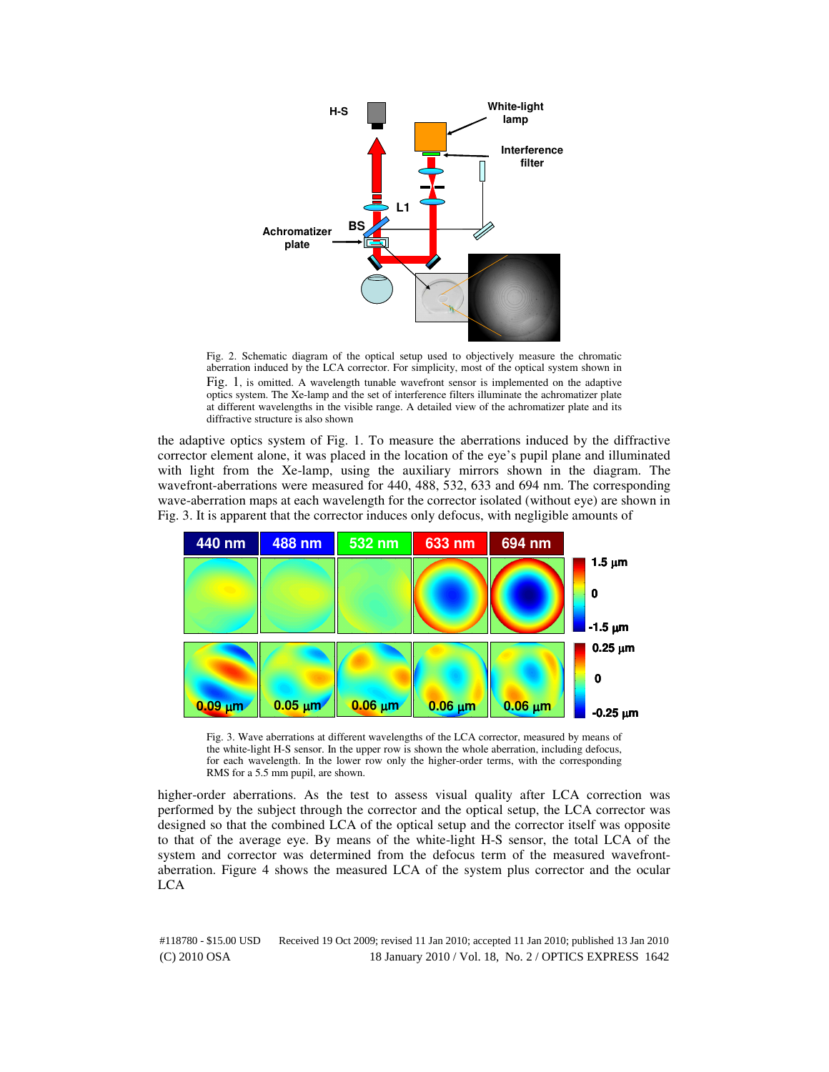Fig. 2. Schematic diagram of the optical setup used to objectively measure the chromatic aberration induced by the LCA corrector. For simplicity, most of the optical system shown in Fig. 1, is omitted. A wavelength tunable wavefront sensor is implemented on the adaptive optics system. The Xe-lamp and the set of interference filters illuminate the achromatizer plate at different wavelengths in the visible range. A detailed view of the achromatizer plate and its diffractive structure is also shown

the adaptive optics system of Fig. 1. To measure the aberrations induced by the diffractive corrector element alone, it was placed in the location of the eye's pupil plane and illuminated with light from the Xe-lamp, using the auxiliary mirrors shown in the diagram. The wavefront-aberrations were measured for 440, 488, 532, 633 and 694 nm. The corresponding wave-aberration maps at each wavelength for the corrector isolated (without eye) are shown in Fig. 3. It is apparent that the corrector induces only defocus, with negligible amounts of

Fig. 3. Wave aberrations at different wavelengths of the LCA corrector, measured by means of the white-light H-S sensor. In the upper row is shown the whole aberration, including defocus, for each wavelength. In the lower row only the higher-order terms, with the corresponding RMS for a 5.5 mm pupil, are shown.

higher-order aberrations. As the test to assess visual quality after LCA correction was performed by the subject through the corrector and the optical setup, the LCA corrector was designed so that the combined LCA of the optical setup and the corrector itself was opposite to that of the average eye. By means of the white-light H-S sensor, the total LCA of the system and corrector was determined from the defocus term of the measured wavefront-aberration. Figure 4 shows the measured LCA of the system plus corrector and the ocular LCA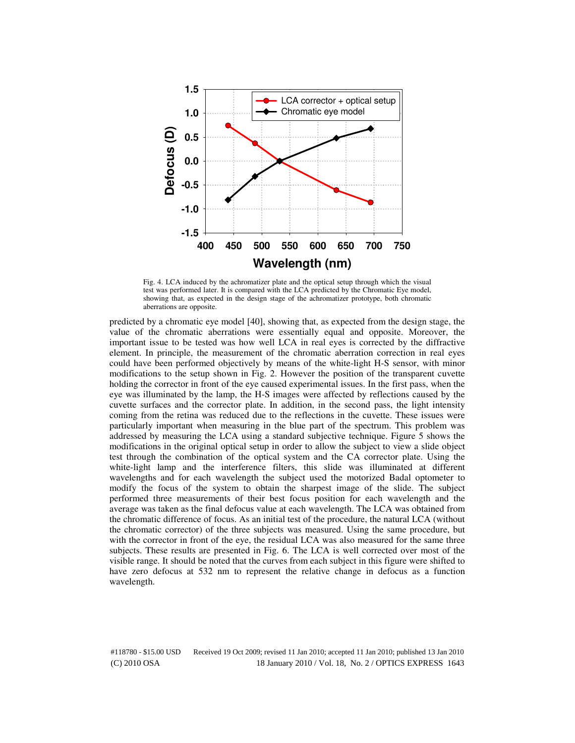1.5
1.0
0.5
0.0
-0.5
-1.0
-1.5

Defocus (D)

400 450 500 550 600 650 700 750

Wavelength (nm)

LCA corrector + optical setup
Chromatic eye model

Fig. 4. LCA induced by the achromatizer plate and the optical setup through which the visual test was performed later. It is compared with the LCA predicted by the Chromatic Eye model, showing that, as expected in the design stage of the achromatizer prototype, both chromatic aberrations are opposite.

predicted by a chromatic eye model [40], showing that, as expected from the design stage, the value of the chromatic aberrations were essentially equal and opposite. Moreover, the important issue to be tested was how well LCA in real eyes is corrected by the diffractive element. In principle, the measurement of the chromatic aberration correction in real eyes could have been performed objectively by means of the white-light H-S sensor, with minor modifications to the setup shown in Fig. 2. However the position of the transparent cuvette holding the corrector in front of the eye caused experimental issues. In the first pass, when the eye was illuminated by the lamp, the H-S images were affected by reflections caused by the cuvette surfaces and the corrector plate. In addition, in the second pass, the light intensity coming from the retina was reduced due to the reflections in the cuvette. These issues were particularly important when measuring in the blue part of the spectrum. This problem was addressed by measuring the LCA using a standard subjective technique. Figure 5 shows the modifications in the original optical setup in order to allow the subject to view a slide object test through the combination of the optical system and the CA corrector plate. Using the white-light lamp and the interference filters, this slide was illuminated at different wavelengths and for each wavelength the subject used the motorized Badal optometer to modify the focus of the system to obtain the sharpest image of the slide. The subject performed three measurements of their best focus position for each wavelength and the average was taken as the final defocus value at each wavelength. The LCA was obtained from the chromatic difference of focus. As an initial test of the procedure, the natural LCA (without the chromatic corrector) of the three subjects was measured. Using the same procedure, but with the corrector in front of the eye, the residual LCA was also measured for the same three subjects. These results are presented in Fig. 6. The LCA is well corrected over most of the visible range. It should be noted that the curves from each subject in this figure were shifted to have zero defocus at 532 nm to represent the relative change in defocus as a function wavelength.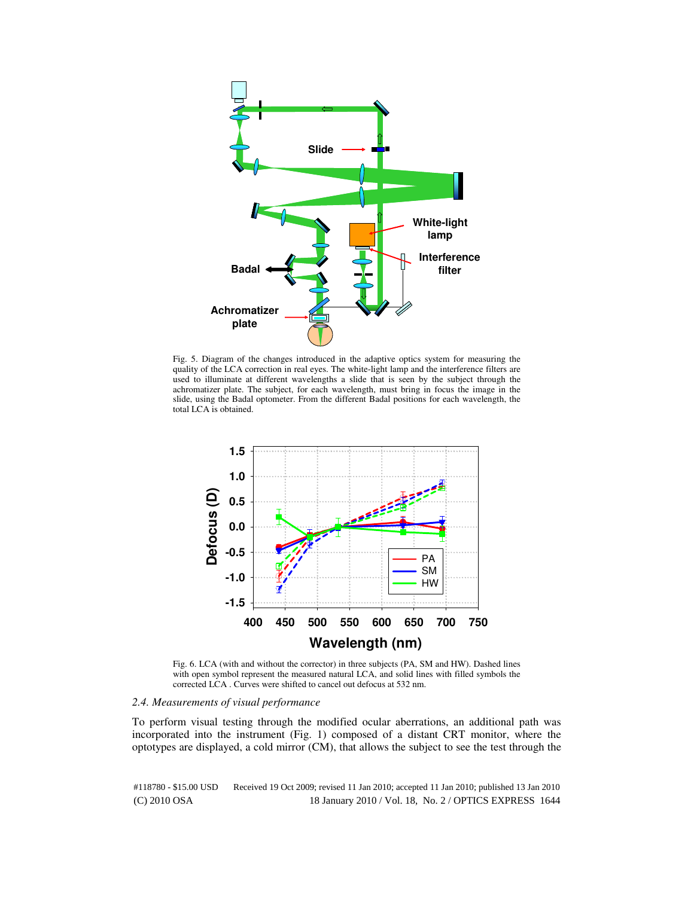Fig. 5. Diagram of the changes introduced in the adaptive optics system for measuring the quality of the LCA correction in real eyes. The white-light lamp and the interference filters are used to illuminate at different wavelengths a slide that is seen by the subject through the achromatizer plate. The subject, for each wavelength, must bring in focus the image in the slide, using the Badal optometer. From the different Badal positions for each wavelength, the total LCA is obtained.

Fig. 6. LCA (with and without the corrector) in three subjects (PA, SM and HW). Dashed lines with open symbol represent the measured natural LCA, and solid lines with filled symbols the corrected LCA . Curves were shifted to cancel out defocus at 532 nm.

### *2.4. Measurements of visual performance*

To perform visual testing through the modified ocular aberrations, an additional path was incorporated into the instrument (Fig. 1) composed of a distant CRT monitor, where the optotypes are displayed, a cold mirror (CM), that allows the subject to see the test through the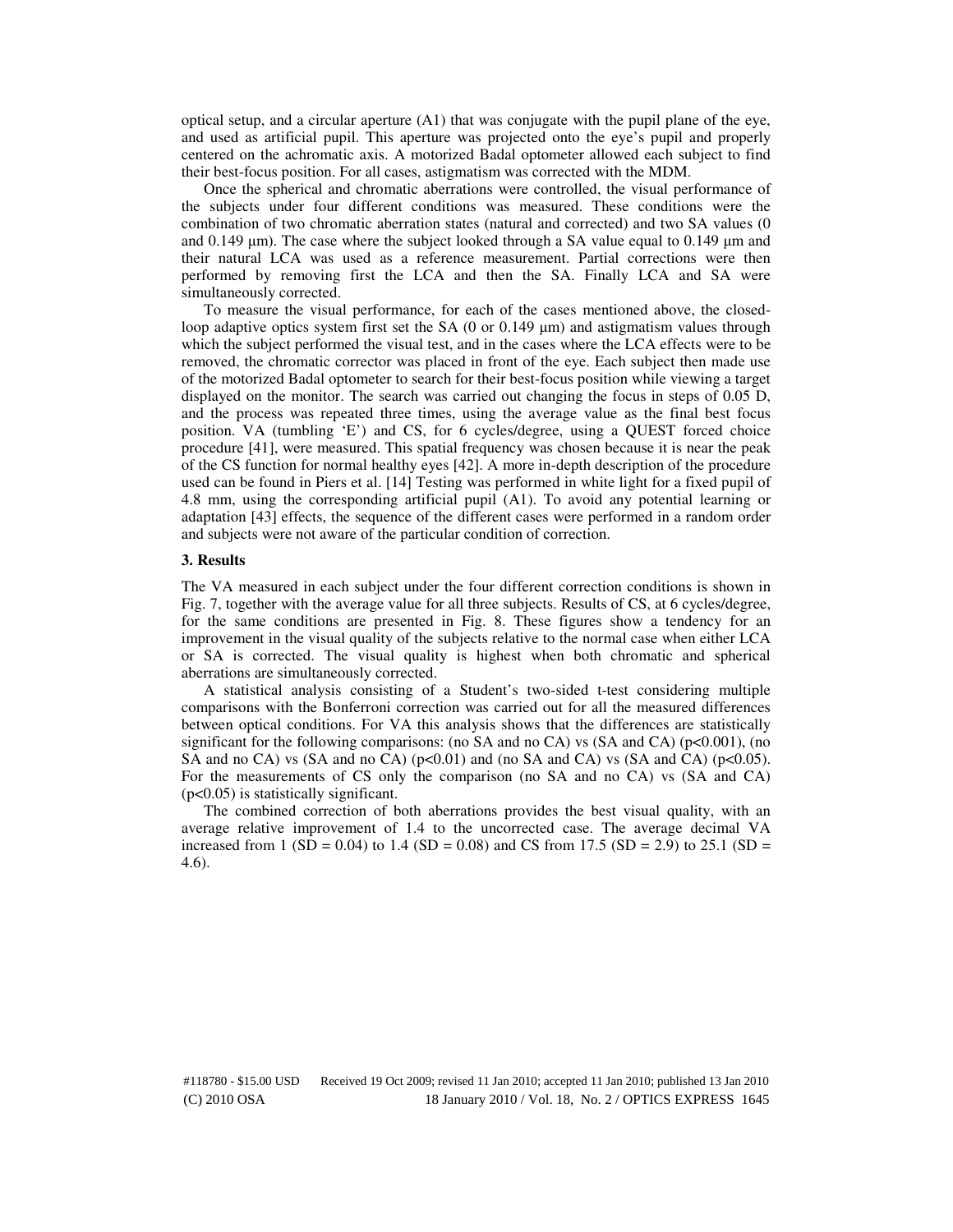optical setup, and a circular aperture (A1) that was conjugate with the pupil plane of the eye, and used as artificial pupil. This aperture was projected onto the eye's pupil and properly centered on the achromatic axis. A motorized Badal optometer allowed each subject to find their best-focus position. For all cases, astigmatism was corrected with the MDM.

Once the spherical and chromatic aberrations were controlled, the visual performance of the subjects under four different conditions was measured. These conditions were the combination of two chromatic aberration states (natural and corrected) and two SA values (0 and 0.149 µm). The case where the subject looked through a SA value equal to 0.149 µm and their natural LCA was used as a reference measurement. Partial corrections were then performed by removing first the LCA and then the SA. Finally LCA and SA were simultaneously corrected.

To measure the visual performance, for each of the cases mentioned above, the closed-loop adaptive optics system first set the SA (0 or 0.149 µm) and astigmatism values through which the subject performed the visual test, and in the cases where the LCA effects were to be removed, the chromatic corrector was placed in front of the eye. Each subject then made use of the motorized Badal optometer to search for their best-focus position while viewing a target displayed on the monitor. The search was carried out changing the focus in steps of 0.05 D, and the process was repeated three times, using the average value as the final best focus position. VA (tumbling 'E') and CS, for 6 cycles/degree, using a QUEST forced choice procedure [41], were measured. This spatial frequency was chosen because it is near the peak of the CS function for normal healthy eyes [42]. A more in-depth description of the procedure used can be found in Piers et al. [14] Testing was performed in white light for a fixed pupil of 4.8 mm, using the corresponding artificial pupil (A1). To avoid any potential learning or adaptation [43] effects, the sequence of the different cases were performed in a random order and subjects were not aware of the particular condition of correction.

### 3. Results

The VA measured in each subject under the four different correction conditions is shown in Fig. 7, together with the average value for all three subjects. Results of CS, at 6 cycles/degree, for the same conditions are presented in Fig. 8. These figures show a tendency for an improvement in the visual quality of the subjects relative to the normal case when either LCA or SA is corrected. The visual quality is highest when both chromatic and spherical aberrations are simultaneously corrected.

A statistical analysis consisting of a Student's two-sided t-test considering multiple comparisons with the Bonferroni correction was carried out for all the measured differences between optical conditions. For VA this analysis shows that the differences are statistically significant for the following comparisons: (no SA and no CA) vs (SA and CA) ($p<0.001$), (no SA and no CA) vs (SA and no CA) ($p<0.01$) and (no SA and CA) vs (SA and CA) ($p<0.05$). For the measurements of CS only the comparison (no SA and no CA) vs (SA and CA) ($p<0.05$) is statistically significant.

The combined correction of both aberrations provides the best visual quality, with an average relative improvement of 1.4 to the uncorrected case. The average decimal VA increased from 1 (SD = 0.04) to 1.4 (SD = 0.08) and CS from 17.5 (SD = 2.9) to 25.1 (SD = 4.6).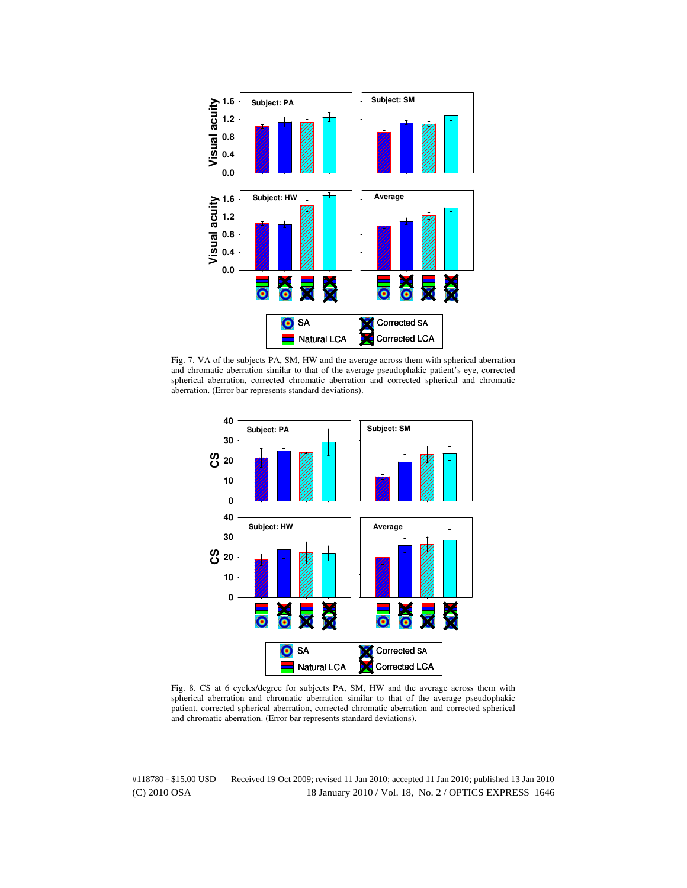Fig. 7. VA of the subjects PA, SM, HW and the average across them with spherical aberration and chromatic aberration similar to that of the average pseudophakic patient's eye, corrected spherical aberration, corrected chromatic aberration and corrected spherical and chromatic aberration. (Error bar represents standard deviations).

Fig. 8. CS at 6 cycles/degree for subjects PA, SM, HW and the average across them with spherical aberration and chromatic aberration similar to that of the average pseudophakic patient, corrected spherical aberration, corrected chromatic aberration and corrected spherical and chromatic aberration. (Error bar represents standard deviations).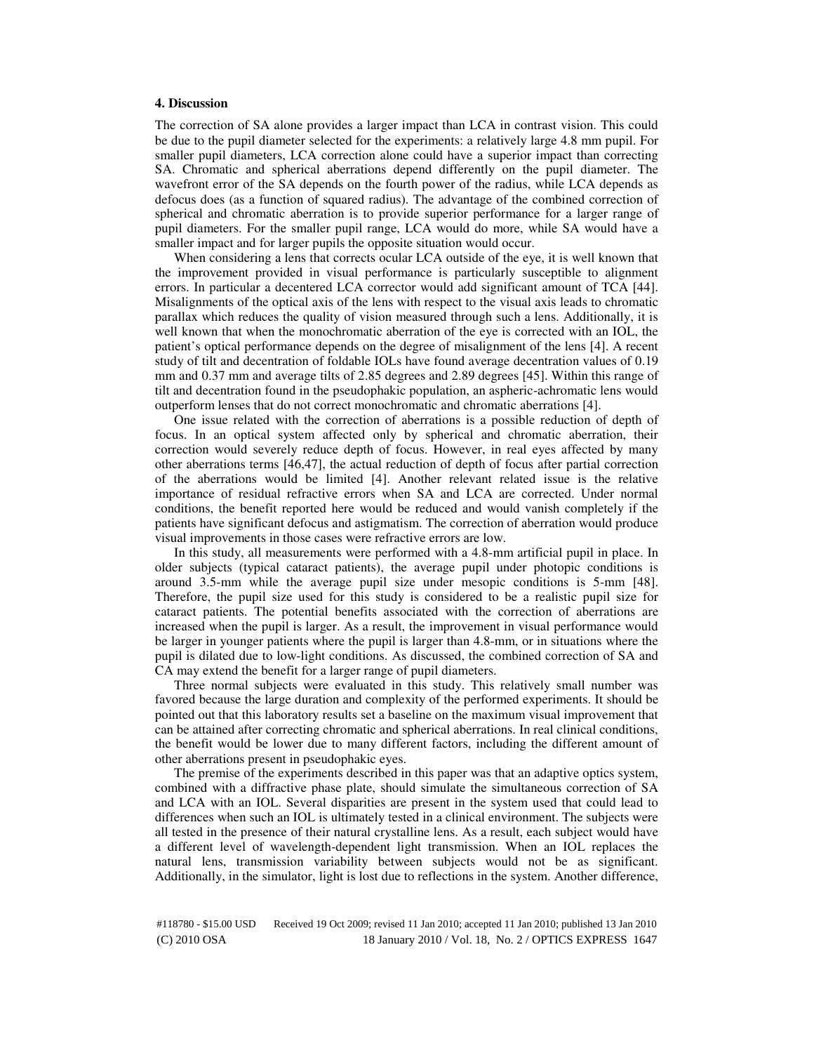### 4. Discussion

The correction of SA alone provides a larger impact than LCA in contrast vision. This could be due to the pupil diameter selected for the experiments: a relatively large 4.8 mm pupil. For smaller pupil diameters, LCA correction alone could have a superior impact than correcting SA. Chromatic and spherical aberrations depend differently on the pupil diameter. The wavefront error of the SA depends on the fourth power of the radius, while LCA depends as defocus does (as a function of squared radius). The advantage of the combined correction of spherical and chromatic aberration is to provide superior performance for a larger range of pupil diameters. For the smaller pupil range, LCA would do more, while SA would have a smaller impact and for larger pupils the opposite situation would occur.

When considering a lens that corrects ocular LCA outside of the eye, it is well known that the improvement provided in visual performance is particularly susceptible to alignment errors. In particular a decentered LCA corrector would add significant amount of TCA [44]. Misalignments of the optical axis of the lens with respect to the visual axis leads to chromatic parallax which reduces the quality of vision measured through such a lens. Additionally, it is well known that when the monochromatic aberration of the eye is corrected with an IOL, the patient's optical performance depends on the degree of misalignment of the lens [4]. A recent study of tilt and decentration of foldable IOLs have found average decentration values of 0.19 mm and 0.37 mm and average tilts of 2.85 degrees and 2.89 degrees [45]. Within this range of tilt and decentration found in the pseudophakic population, an aspheric-achromatic lens would outperform lenses that do not correct monochromatic and chromatic aberrations [4].

One issue related with the correction of aberrations is a possible reduction of depth of focus. In an optical system affected only by spherical and chromatic aberration, their correction would severely reduce depth of focus. However, in real eyes affected by many other aberrations terms [46,47], the actual reduction of depth of focus after partial correction of the aberrations would be limited [4]. Another relevant related issue is the relative importance of residual refractive errors when SA and LCA are corrected. Under normal conditions, the benefit reported here would be reduced and would vanish completely if the patients have significant defocus and astigmatism. The correction of aberration would produce visual improvements in those cases were refractive errors are low.

In this study, all measurements were performed with a 4.8-mm artificial pupil in place. In older subjects (typical cataract patients), the average pupil under photopic conditions is around 3.5-mm while the average pupil size under mesopic conditions is 5-mm [48]. Therefore, the pupil size used for this study is considered to be a realistic pupil size for cataract patients. The potential benefits associated with the correction of aberrations are increased when the pupil is larger. As a result, the improvement in visual performance would be larger in younger patients where the pupil is larger than 4.8-mm, or in situations where the pupil is dilated due to low-light conditions. As discussed, the combined correction of SA and CA may extend the benefit for a larger range of pupil diameters.

Three normal subjects were evaluated in this study. This relatively small number was favored because the large duration and complexity of the performed experiments. It should be pointed out that this laboratory results set a baseline on the maximum visual improvement that can be attained after correcting chromatic and spherical aberrations. In real clinical conditions, the benefit would be lower due to many different factors, including the different amount of other aberrations present in pseudophakic eyes.

The premise of the experiments described in this paper was that an adaptive optics system, combined with a diffractive phase plate, should simulate the simultaneous correction of SA and LCA with an IOL. Several disparities are present in the system used that could lead to differences when such an IOL is ultimately tested in a clinical environment. The subjects were all tested in the presence of their natural crystalline lens. As a result, each subject would have a different level of wavelength-dependent light transmission. When an IOL replaces the natural lens, transmission variability between subjects would not be as significant. Additionally, in the simulator, light is lost due to reflections in the system. Another difference,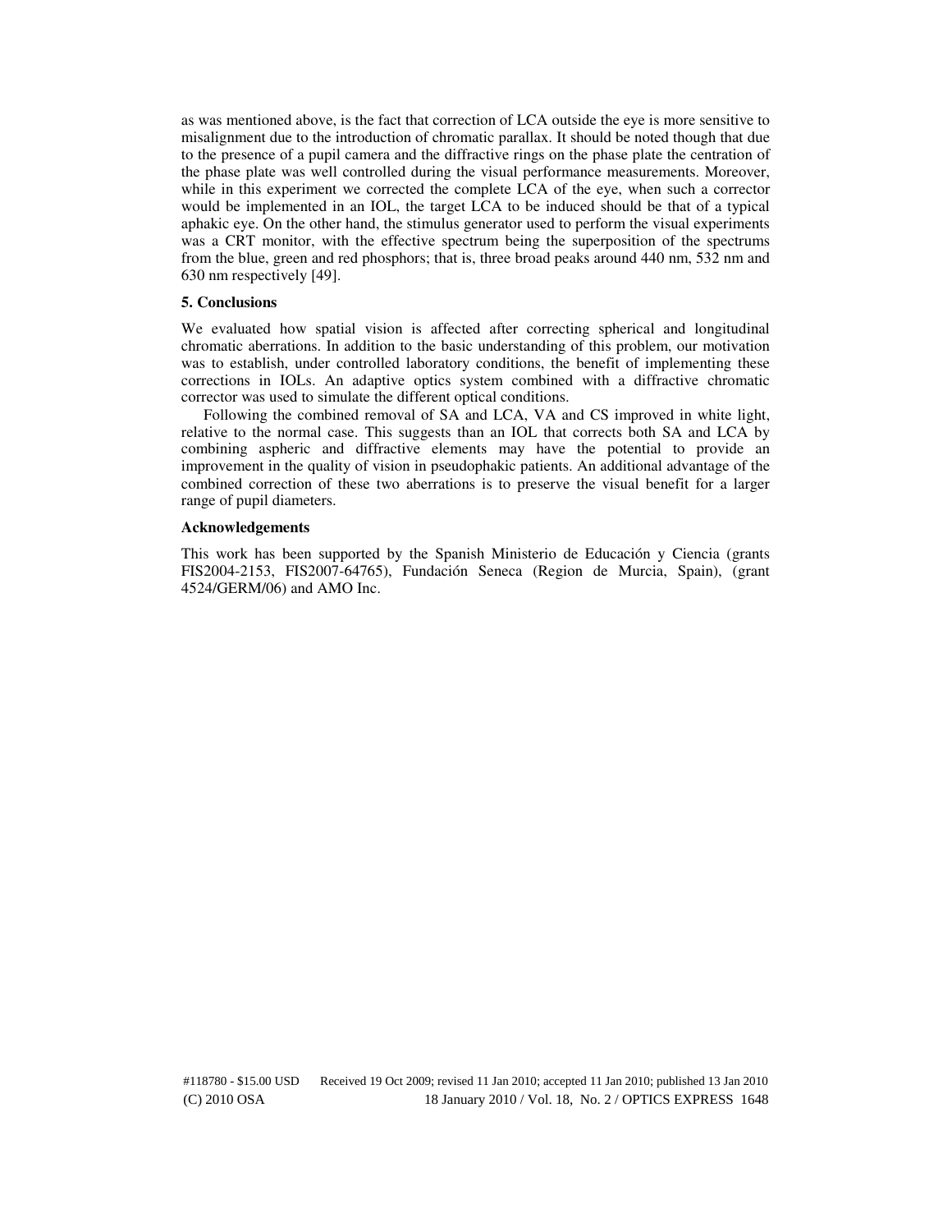as was mentioned above, is the fact that correction of LCA outside the eye is more sensitive to misalignment due to the introduction of chromatic parallax. It should be noted though that due to the presence of a pupil camera and the diffractive rings on the phase plate the centration of the phase plate was well controlled during the visual performance measurements. Moreover, while in this experiment we corrected the complete LCA of the eye, when such a corrector would be implemented in an IOL, the target LCA to be induced should be that of a typical aphakic eye. On the other hand, the stimulus generator used to perform the visual experiments was a CRT monitor, with the effective spectrum being the superposition of the spectrums from the blue, green and red phosphors; that is, three broad peaks around 440 nm, 532 nm and 630 nm respectively [49].

## 5. Conclusions

We evaluated how spatial vision is affected after correcting spherical and longitudinal chromatic aberrations. In addition to the basic understanding of this problem, our motivation was to establish, under controlled laboratory conditions, the benefit of implementing these corrections in IOLs. An adaptive optics system combined with a diffractive chromatic corrector was used to simulate the different optical conditions.

Following the combined removal of SA and LCA, VA and CS improved in white light, relative to the normal case. This suggests than an IOL that corrects both SA and LCA by combining aspheric and diffractive elements may have the potential to provide an improvement in the quality of vision in pseudophakic patients. An additional advantage of the combined correction of these two aberrations is to preserve the visual benefit for a larger range of pupil diameters.

## Acknowledgements

This work has been supported by the Spanish Ministerio de Educación y Ciencia (grants FIS2004-2153, FIS2007-64765), Fundación Seneca (Region de Murcia, Spain), (grant 4524/GERM/06) and AMO Inc.